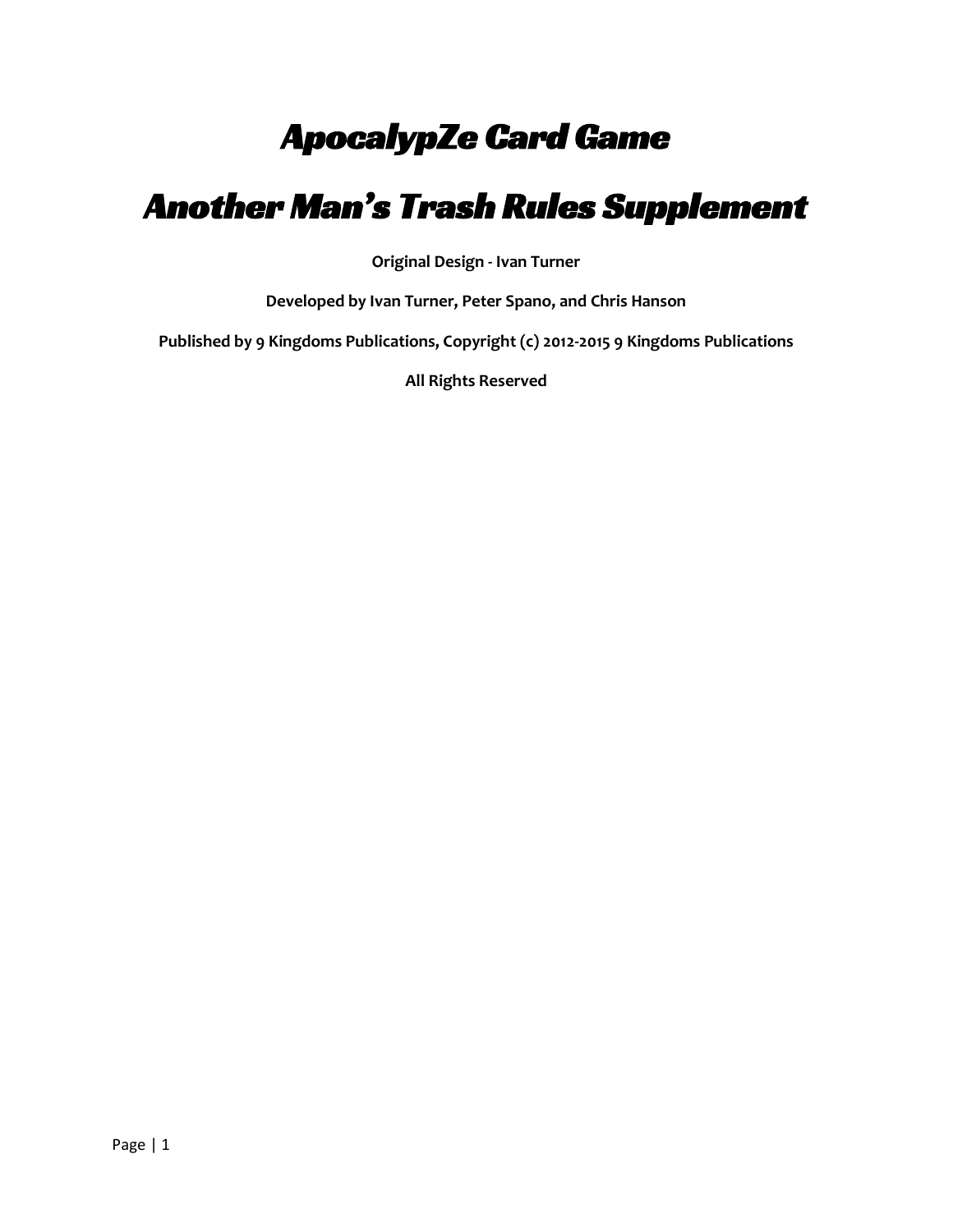# *ApocalypZe Card Game*

# *Another Man's Trash Rules Supplement*

**Original Design - Ivan Turner**

**Developed by Ivan Turner, Peter Spano, and Chris Hanson**

**Published by 9 Kingdoms Publications, Copyright (c) 2012-2015 9 Kingdoms Publications**

**All Rights Reserved**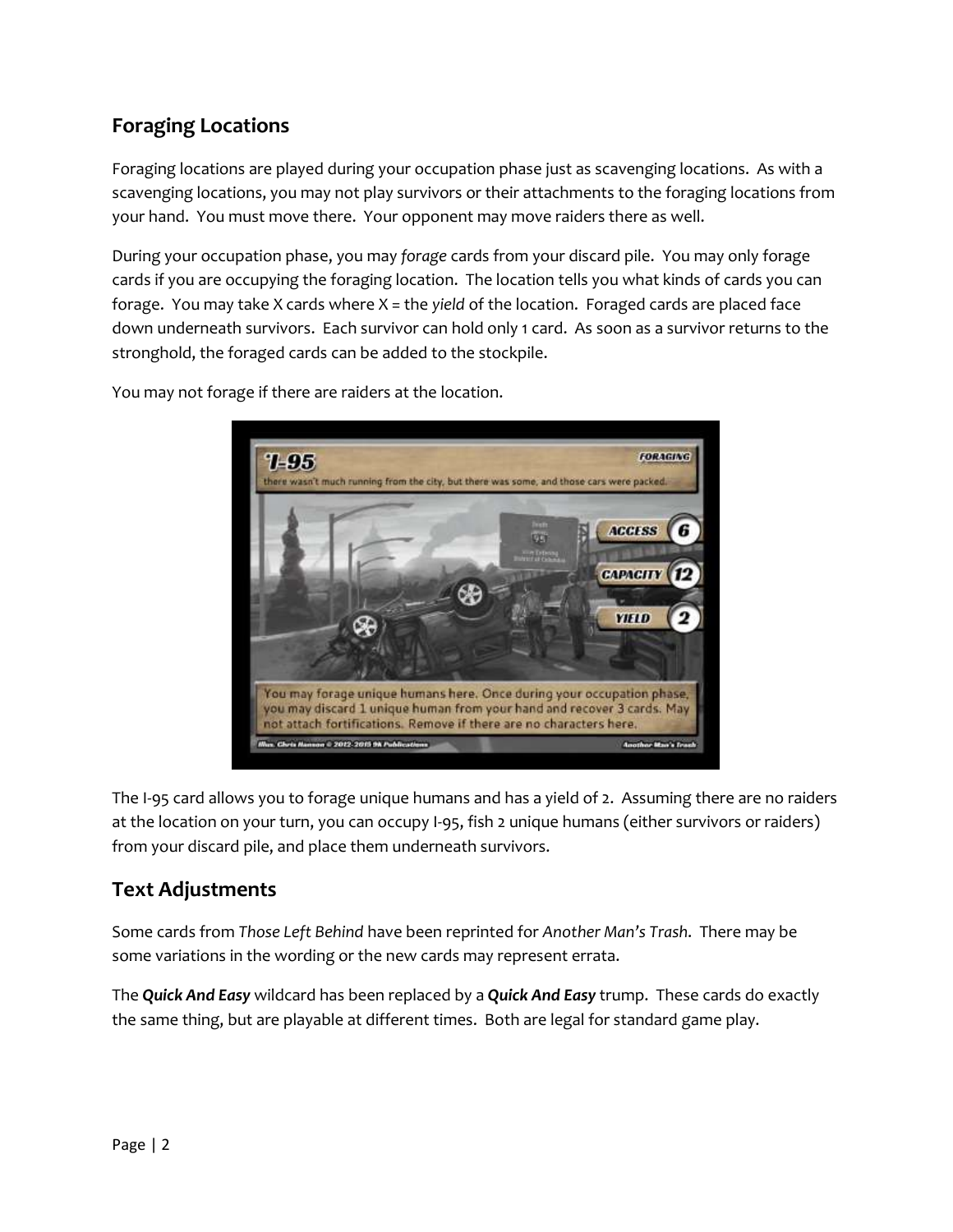## Foraging Locations

Foraging locations are played during your occupation phase just as scavenging locations. As with a scavenging locations, you may not play survivors or their attachments to the foraging locations from your hand. You must move there. Your opponent may move raiders there as well.

During your occupation phase, you may *forage* cards from your discard pile. You may only forage cards if you are occupying the foraging location. The location tells you what kinds of cards you can forage. You may take X cards where X = the *yield* of the location. Foraged cards are placed face down underneath survivors. Each survivor can hold only 1 card. As soon as a survivor returns to the stronghold, the foraged cards can be added to the stockpile.

You may not forage if there are raiders at the location.

The I-95 card allows you to forage unique humans and has a yield of 2. Assuming there are no raiders at the location on your turn, you can occupy I-95, fish 2 unique humans (either survivors or raiders) from your discard pile, and place them underneath survivors.

## Text Adjustments

Some cards from *Those Left Behind* have been reprinted for *Another Man's Trash*. There may be some variations in the wording or the new cards may represent errata.

The ***Quick And Easy*** wildcard has been replaced by a ***Quick And Easy*** trump. These cards do exactly the same thing, but are playable at different times. Both are legal for standard game play.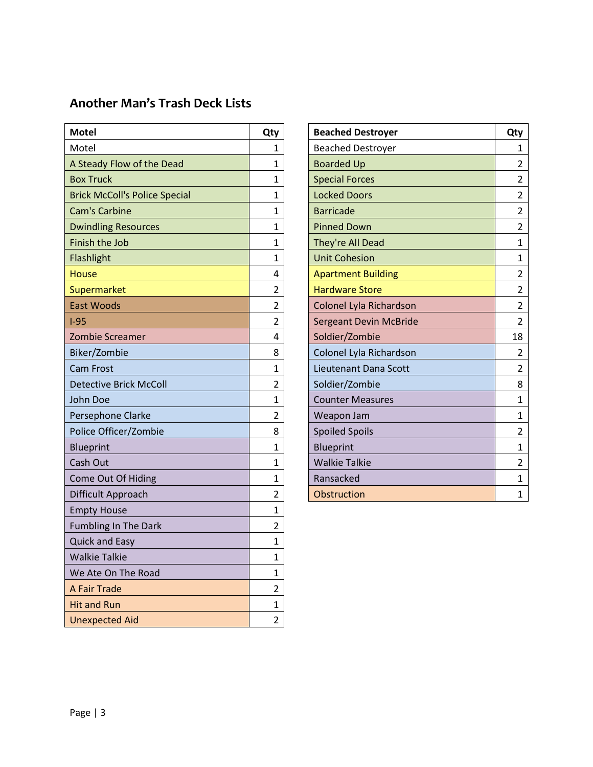## Another Man's Trash Deck Lists

| Motel | Qty |
|---|---|
| Motel | 1 |
| A Steady Flow of the Dead | 1 |
| Box Truck | 1 |
| Brick McColl's Police Special | 1 |
| Cam's Carbine | 1 |
| Dwindling Resources | 1 |
| Finish the Job | 1 |
| Flashlight | 1 |
| House | 4 |
| Supermarket | 2 |
| East Woods | 2 |
| I-95 | 2 |
| Zombie Screamer | 4 |
| Biker/Zombie | 8 |
| Cam Frost | 1 |
| Detective Brick McColl | 2 |
| John Doe | 1 |
| Persephone Clarke | 2 |
| Police Officer/Zombie | 8 |
| Blueprint | 1 |
| Cash Out | 1 |
| Come Out Of Hiding | 1 |
| Difficult Approach | 2 |
| Empty House | 1 |
| Fumbling In The Dark | 2 |
| Quick and Easy | 1 |
| Walkie Talkie | 1 |
| We Ate On The Road | 1 |
| A Fair Trade | 2 |
| Hit and Run | 1 |
| Unexpected Aid | 2 |

| Beached Destroyer | Qty |
|---|---|
| Beached Destroyer | 1 |
| Boarded Up | 2 |
| Special Forces | 2 |
| Locked Doors | 2 |
| Barricade | 2 |
| Pinned Down | 2 |
| They're All Dead | 1 |
| Unit Cohesion | 1 |
| Apartment Building | 2 |
| Hardware Store | 2 |
| Colonel Lyla Richardson | 2 |
| Sergeant Devin McBride | 2 |
| Soldier/Zombie | 18 |
| Colonel Lyla Richardson | 2 |
| Lieutenant Dana Scott | 2 |
| Soldier/Zombie | 8 |
| Counter Measures | 1 |
| Weapon Jam | 1 |
| Spoiled Spoils | 2 |
| Blueprint | 1 |
| Walkie Talkie | 2 |
| Ransacked | 1 |
| Obstruction | 1 |